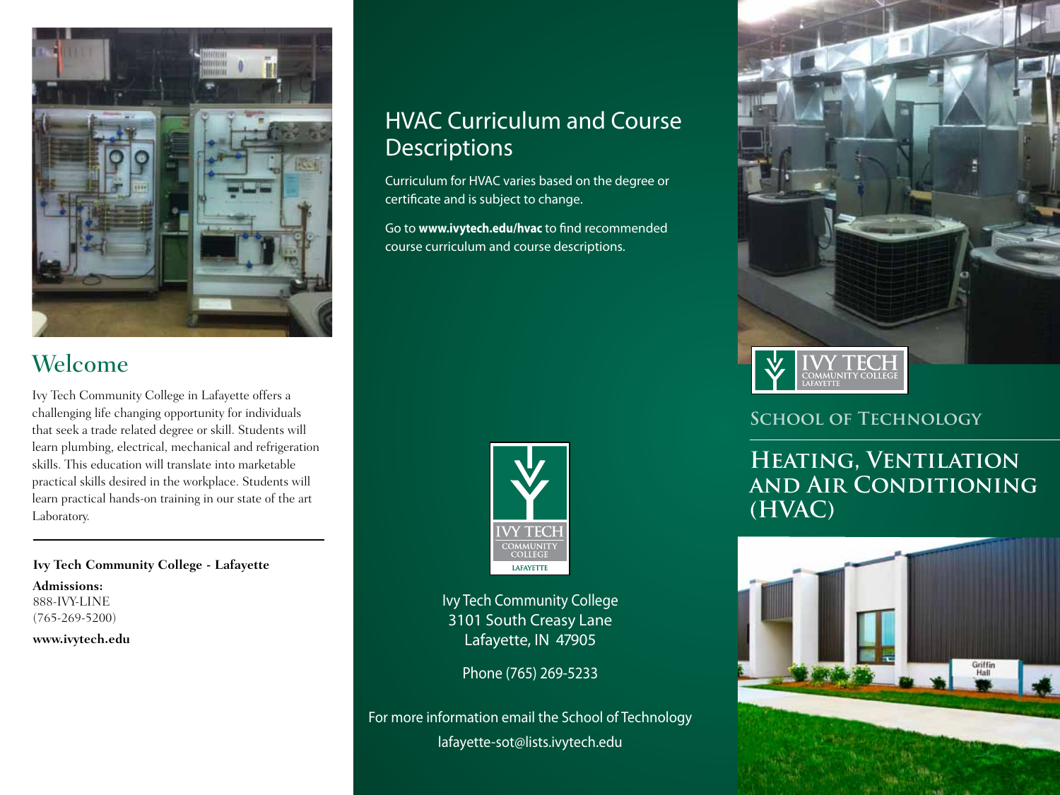## Welcome

Ivy Tech Community College in Lafayette offers a challenging life changing opportunity for individuals that seek a trade related degree or skill. Students will learn plumbing, electrical, mechanical and refrigeration skills. This education will translate into marketable practical skills desired in the workplace. Students will learn practical hands-on training in our state of the art Laboratory.

---

**Ivy Tech Community College - Lafayette**

**Admissions:**
888-IVY-LINE
(765-269-5200)

**www.ivytech.edu**

## HVAC Curriculum and Course Descriptions

Curriculum for HVAC varies based on the degree or certificate and is subject to change.

Go to **www.ivytech.edu/hvac** to find recommended course curriculum and course descriptions.

IVY TECH COMMUNITY COLLEGE LAFAYETTE

Ivy Tech Community College
3101 South Creasy Lane
Lafayette, IN 47905

Phone (765) 269-5233

For more information email the School of Technology
lafayette-sot@lists.ivytech.edu

IVY TECH COMMUNITY COLLEGE LAFAYETTE

### School of Technology

# Heating, Ventilation and Air Conditioning (HVAC)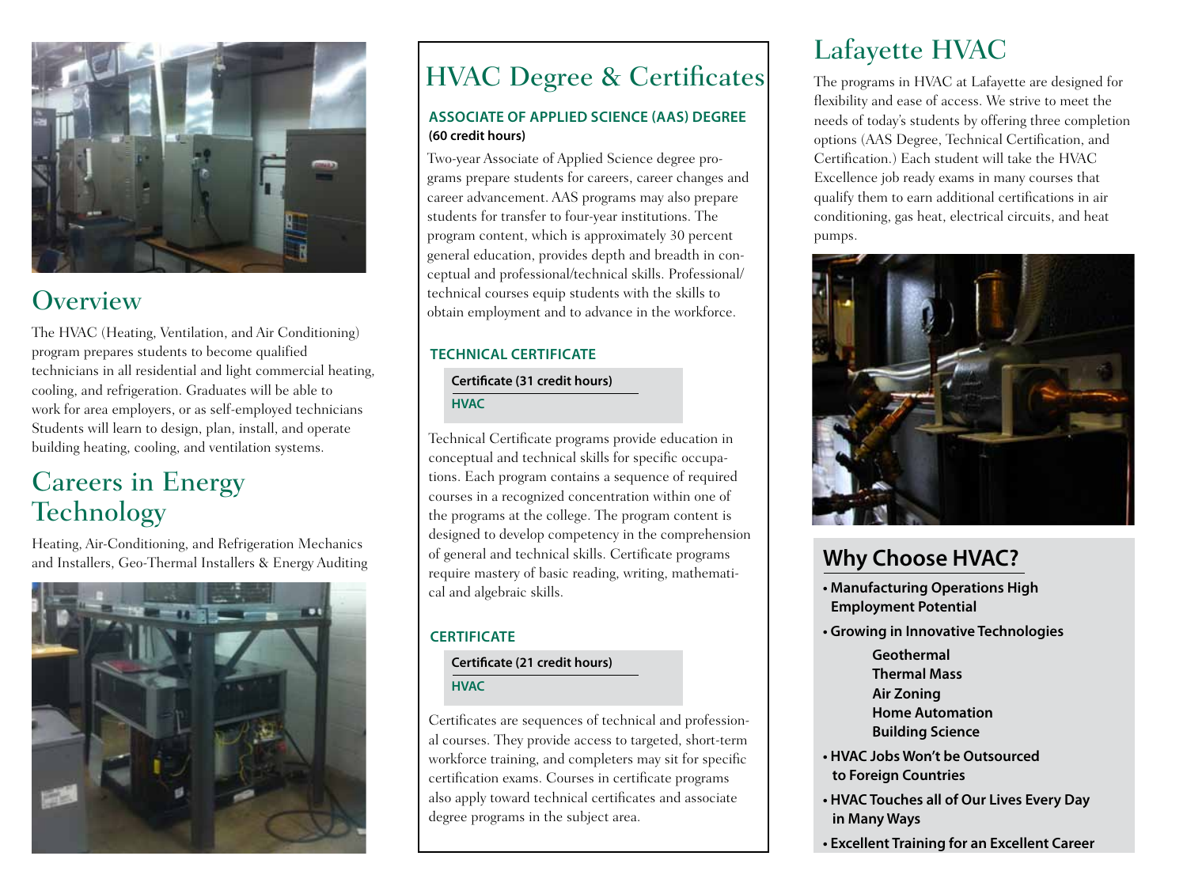## Overview

The HVAC (Heating, Ventilation, and Air Conditioning) program prepares students to become qualified technicians in all residential and light commercial heating, cooling, and refrigeration. Graduates will be able to work for area employers, or as self-employed technicians Students will learn to design, plan, install, and operate building heating, cooling, and ventilation systems.

## Careers in Energy Technology

Heating, Air-Conditioning, and Refrigeration Mechanics and Installers, Geo-Thermal Installers & Energy Auditing

## HVAC Degree & Certificates

### ASSOCIATE OF APPLIED SCIENCE (AAS) DEGREE

**(60 credit hours)**

Two-year Associate of Applied Science degree programs prepare students for careers, career changes and career advancement. AAS programs may also prepare students for transfer to four-year institutions. The program content, which is approximately 30 percent general education, provides depth and breadth in conceptual and professional/technical skills. Professional/technical courses equip students with the skills to obtain employment and to advance in the workforce.

### TECHNICAL CERTIFICATE

**Certificate (31 credit hours)**

**HVAC**

Technical Certificate programs provide education in conceptual and technical skills for specific occupations. Each program contains a sequence of required courses in a recognized concentration within one of the programs at the college. The program content is designed to develop competency in the comprehension of general and technical skills. Certificate programs require mastery of basic reading, writing, mathematical and algebraic skills.

### CERTIFICATE

**Certificate (21 credit hours)**

**HVAC**

Certificates are sequences of technical and professional courses. They provide access to targeted, short-term workforce training, and completers may sit for specific certification exams. Courses in certificate programs also apply toward technical certificates and associate degree programs in the subject area.

## Lafayette HVAC

The programs in HVAC at Lafayette are designed for flexibility and ease of access. We strive to meet the needs of today's students by offering three completion options (AAS Degree, Technical Certification, and Certification.) Each student will take the HVAC Excellence job ready exams in many courses that qualify them to earn additional certifications in air conditioning, gas heat, electrical circuits, and heat pumps.

## Why Choose HVAC?

- **Manufacturing Operations High Employment Potential**
- **Growing in Innovative Technologies**
  - **Geothermal**
  - **Thermal Mass**
  - **Air Zoning**
  - **Home Automation**
  - **Building Science**
- **HVAC Jobs Won't be Outsourced to Foreign Countries**
- **HVAC Touches all of Our Lives Every Day in Many Ways**
- **Excellent Training for an Excellent Career**